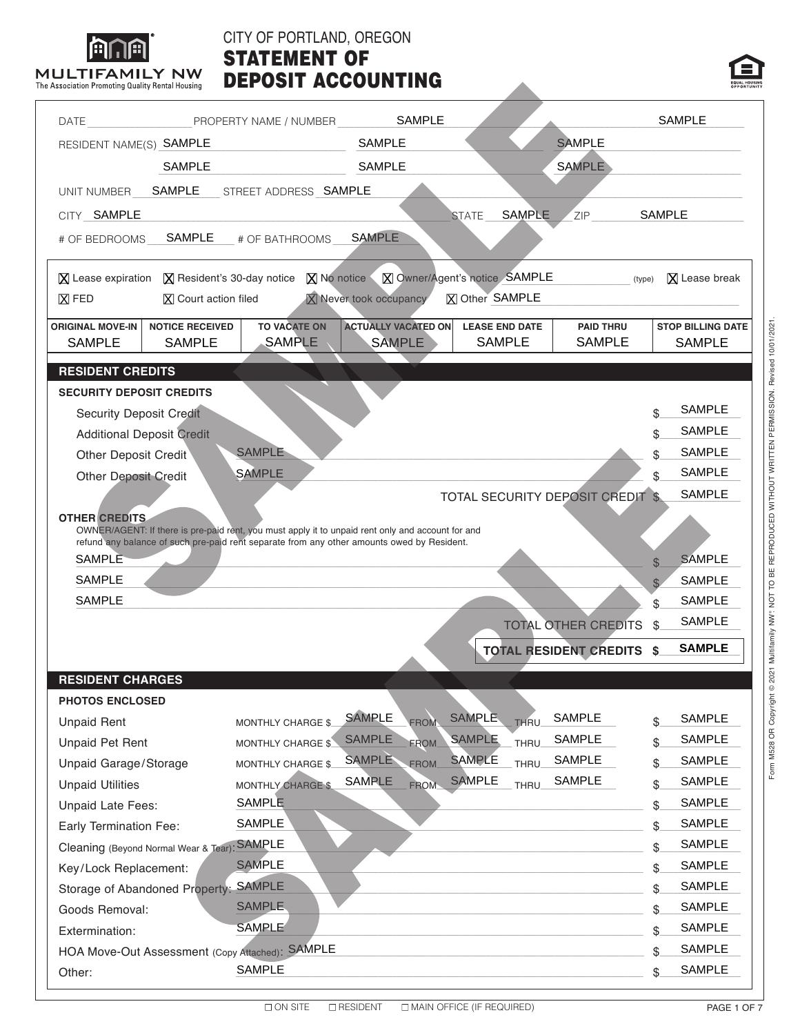MULTIFAMILY NW
The Association Promoting Quality Rental Housing

CITY OF PORTLAND, OREGON

# STATEMENT OF DEPOSIT ACCOUNTING

DATE ____________ PROPERTY NAME / NUMBER SAMPLE SAMPLE

RESIDENT NAME(S) SAMPLE SAMPLE SAMPLE

SAMPLE SAMPLE SAMPLE

UNIT NUMBER SAMPLE STREET ADDRESS SAMPLE

CITY SAMPLE STATE SAMPLE ZIP SAMPLE

# OF BEDROOMS SAMPLE # OF BATHROOMS SAMPLE

[X] Lease expiration [X] Resident's 30-day notice [X] No notice [X] Owner/Agent's notice SAMPLE (type) [X] Lease break

[X] FED [X] Court action filed [X] Never took occupancy [X] Other SAMPLE

| ORIGINAL MOVE-IN | NOTICE RECEIVED | TO VACATE ON | ACTUALLY VACATED ON | LEASE END DATE | PAID THRU | STOP BILLING DATE |
|---|---|---|---|---|---|---|
| SAMPLE | SAMPLE | SAMPLE | SAMPLE | SAMPLE | SAMPLE | SAMPLE |

## RESIDENT CREDITS

### SECURITY DEPOSIT CREDITS

| | | |
|---|---|---|
| Security Deposit Credit | | $ SAMPLE |
| Additional Deposit Credit | | $ SAMPLE |
| Other Deposit Credit | SAMPLE | $ SAMPLE |
| Other Deposit Credit | SAMPLE | $ SAMPLE |
| | TOTAL SECURITY DEPOSIT CREDIT | $ SAMPLE |

### OTHER CREDITS

OWNER/AGENT: If there is pre-paid rent, you must apply it to unpaid rent only and account for and refund any balance of such pre-paid rent separate from any other amounts owed by Resident.

| | |
|---|---|
| SAMPLE | $ SAMPLE |
| SAMPLE | $ SAMPLE |
| SAMPLE | $ SAMPLE |
| TOTAL OTHER CREDITS | $ SAMPLE |
| **TOTAL RESIDENT CREDITS** | **$ SAMPLE** |

## RESIDENT CHARGES

### PHOTOS ENCLOSED

| | | | | | |
|---|---|---|---|---|---|
| Unpaid Rent | MONTHLY CHARGE $ SAMPLE | FROM SAMPLE | THRU SAMPLE | | $ SAMPLE |
| Unpaid Pet Rent | MONTHLY CHARGE $ SAMPLE | FROM SAMPLE | THRU SAMPLE | | $ SAMPLE |
| Unpaid Garage/Storage | MONTHLY CHARGE $ SAMPLE | FROM SAMPLE | THRU SAMPLE | | $ SAMPLE |
| Unpaid Utilities | MONTHLY CHARGE $ SAMPLE | FROM SAMPLE | THRU SAMPLE | | $ SAMPLE |
| Unpaid Late Fees: | SAMPLE | | | | $ SAMPLE |
| Early Termination Fee: | SAMPLE | | | | $ SAMPLE |
| Cleaning (Beyond Normal Wear & Tear): | SAMPLE | | | | $ SAMPLE |
| Key/Lock Replacement: | SAMPLE | | | | $ SAMPLE |
| Storage of Abandoned Property: | SAMPLE | | | | $ SAMPLE |
| Goods Removal: | SAMPLE | | | | $ SAMPLE |
| Extermination: | SAMPLE | | | | $ SAMPLE |
| HOA Move-Out Assessment (Copy Attached): | SAMPLE | | | | $ SAMPLE |
| Other: | SAMPLE | | | | $ SAMPLE |

☐ ON SITE ☐ RESIDENT ☐ MAIN OFFICE (IF REQUIRED)

Form M528 OR Copyright © 2021 Multifamily NW®. NOT TO BE REPRODUCED WITHOUT WRITTEN PERMISSION. Revised 10/01/2021.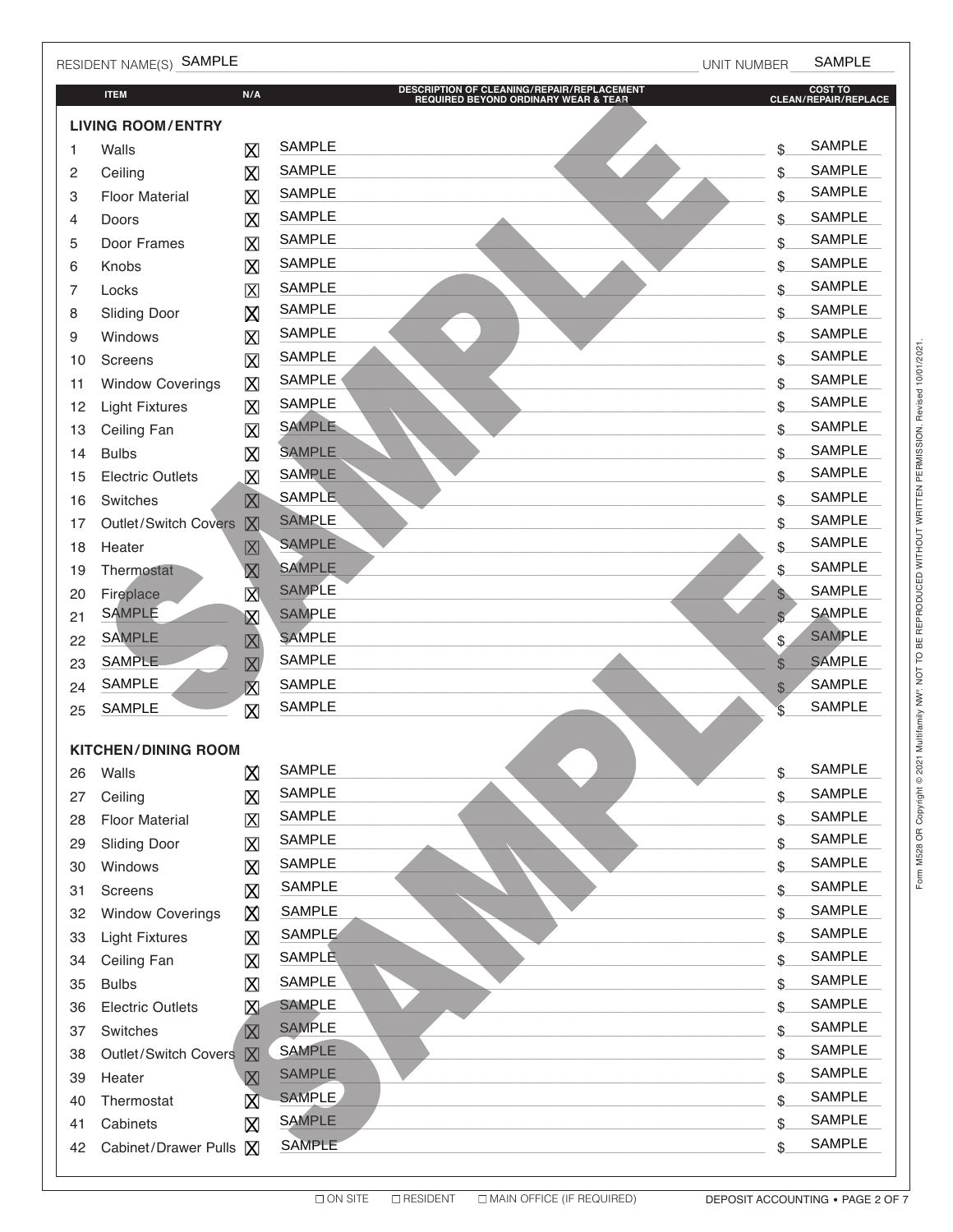RESIDENT NAME(S) SAMPLE UNIT NUMBER SAMPLE

| | ITEM | N/A | DESCRIPTION OF CLEANING/REPAIR/REPLACEMENT REQUIRED BEYOND ORDINARY WEAR & TEAR | COST TO CLEAN/REPAIR/REPLACE |
|---|---|---|---|---|
| | **LIVING ROOM/ENTRY** | | | |
| 1 | Walls | ☒ | SAMPLE | $ SAMPLE |
| 2 | Ceiling | ☒ | SAMPLE | $ SAMPLE |
| 3 | Floor Material | ☒ | SAMPLE | $ SAMPLE |
| 4 | Doors | ☒ | SAMPLE | $ SAMPLE |
| 5 | Door Frames | ☒ | SAMPLE | $ SAMPLE |
| 6 | Knobs | ☒ | SAMPLE | $ SAMPLE |
| 7 | Locks | ☒ | SAMPLE | $ SAMPLE |
| 8 | Sliding Door | ☒ | SAMPLE | $ SAMPLE |
| 9 | Windows | ☒ | SAMPLE | $ SAMPLE |
| 10 | Screens | ☒ | SAMPLE | $ SAMPLE |
| 11 | Window Coverings | ☒ | SAMPLE | $ SAMPLE |
| 12 | Light Fixtures | ☒ | SAMPLE | $ SAMPLE |
| 13 | Ceiling Fan | ☒ | SAMPLE | $ SAMPLE |
| 14 | Bulbs | ☒ | SAMPLE | $ SAMPLE |
| 15 | Electric Outlets | ☒ | SAMPLE | $ SAMPLE |
| 16 | Switches | ☒ | SAMPLE | $ SAMPLE |
| 17 | Outlet/Switch Covers | ☒ | SAMPLE | $ SAMPLE |
| 18 | Heater | ☒ | SAMPLE | $ SAMPLE |
| 19 | Thermostat | ☒ | SAMPLE | $ SAMPLE |
| 20 | Fireplace | ☒ | SAMPLE | $ SAMPLE |
| 21 | SAMPLE | ☒ | SAMPLE | $ SAMPLE |
| 22 | SAMPLE | ☒ | SAMPLE | $ SAMPLE |
| 23 | SAMPLE | ☒ | SAMPLE | $ SAMPLE |
| 24 | SAMPLE | ☒ | SAMPLE | $ SAMPLE |
| 25 | SAMPLE | ☒ | SAMPLE | $ SAMPLE |
| | **KITCHEN/DINING ROOM** | | | |
| 26 | Walls | ☒ | SAMPLE | $ SAMPLE |
| 27 | Ceiling | ☒ | SAMPLE | $ SAMPLE |
| 28 | Floor Material | ☒ | SAMPLE | $ SAMPLE |
| 29 | Sliding Door | ☒ | SAMPLE | $ SAMPLE |
| 30 | Windows | ☒ | SAMPLE | $ SAMPLE |
| 31 | Screens | ☒ | SAMPLE | $ SAMPLE |
| 32 | Window Coverings | ☒ | SAMPLE | $ SAMPLE |
| 33 | Light Fixtures | ☒ | SAMPLE | $ SAMPLE |
| 34 | Ceiling Fan | ☒ | SAMPLE | $ SAMPLE |
| 35 | Bulbs | ☒ | SAMPLE | $ SAMPLE |
| 36 | Electric Outlets | ☒ | SAMPLE | $ SAMPLE |
| 37 | Switches | ☒ | SAMPLE | $ SAMPLE |
| 38 | Outlet/Switch Covers | ☒ | SAMPLE | $ SAMPLE |
| 39 | Heater | ☒ | SAMPLE | $ SAMPLE |
| 40 | Thermostat | ☒ | SAMPLE | $ SAMPLE |
| 41 | Cabinets | ☒ | SAMPLE | $ SAMPLE |
| 42 | Cabinet/Drawer Pulls | ☒ | SAMPLE | $ SAMPLE |

Form M528 OR Copyright © 2021 Multifamily NW®. NOT TO BE REPRODUCED WITHOUT WRITTEN PERMISSION. Revised 10/01/2021.

☐ ON SITE ☐ RESIDENT ☐ MAIN OFFICE (IF REQUIRED)

DEPOSIT ACCOUNTING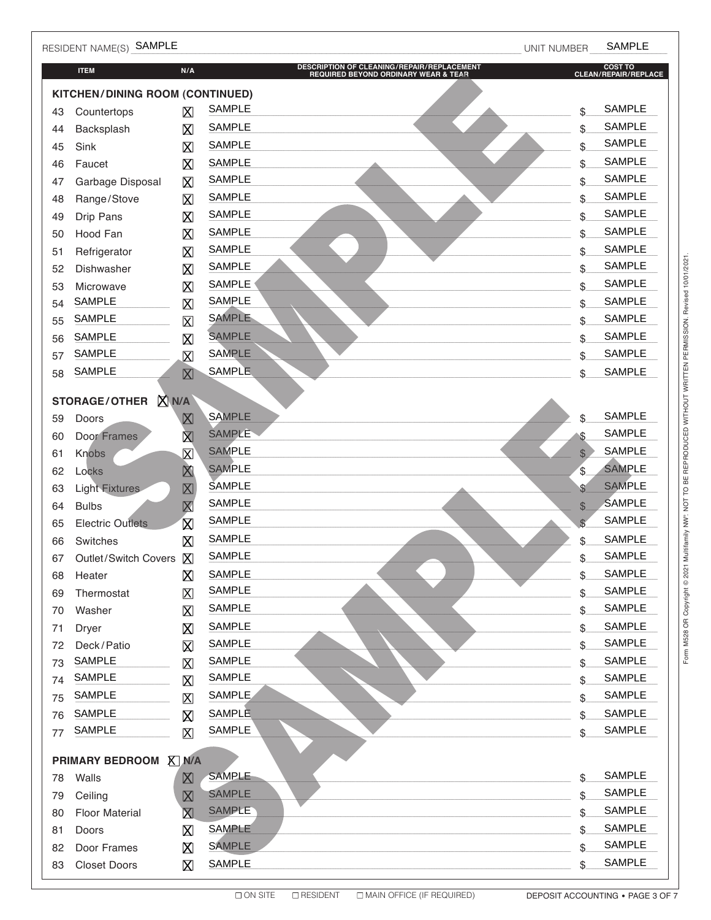RESIDENT NAME(S) SAMPLE UNIT NUMBER SAMPLE

| # | ITEM | N/A | DESCRIPTION OF CLEANING/REPAIR/REPLACEMENT REQUIRED BEYOND ORDINARY WEAR & TEAR | COST TO CLEAN/REPAIR/REPLACE |
|---|---|---|---|---|
| | **KITCHEN/DINING ROOM (CONTINUED)** | | | |
| 43 | Countertops | ☒ | SAMPLE | $ SAMPLE |
| 44 | Backsplash | ☒ | SAMPLE | $ SAMPLE |
| 45 | Sink | ☒ | SAMPLE | $ SAMPLE |
| 46 | Faucet | ☒ | SAMPLE | $ SAMPLE |
| 47 | Garbage Disposal | ☒ | SAMPLE | $ SAMPLE |
| 48 | Range/Stove | ☒ | SAMPLE | $ SAMPLE |
| 49 | Drip Pans | ☒ | SAMPLE | $ SAMPLE |
| 50 | Hood Fan | ☒ | SAMPLE | $ SAMPLE |
| 51 | Refrigerator | ☒ | SAMPLE | $ SAMPLE |
| 52 | Dishwasher | ☒ | SAMPLE | $ SAMPLE |
| 53 | Microwave | ☒ | SAMPLE | $ SAMPLE |
| 54 | SAMPLE | ☒ | SAMPLE | $ SAMPLE |
| 55 | SAMPLE | ☒ | SAMPLE | $ SAMPLE |
| 56 | SAMPLE | ☒ | SAMPLE | $ SAMPLE |
| 57 | SAMPLE | ☒ | SAMPLE | $ SAMPLE |
| 58 | SAMPLE | ☒ | SAMPLE | $ SAMPLE |
| | **STORAGE/OTHER ☒ N/A** | | | |
| 59 | Doors | ☒ | SAMPLE | $ SAMPLE |
| 60 | Door Frames | ☒ | SAMPLE | $ SAMPLE |
| 61 | Knobs | ☒ | SAMPLE | $ SAMPLE |
| 62 | Locks | ☒ | SAMPLE | $ SAMPLE |
| 63 | Light Fixtures | ☒ | SAMPLE | $ SAMPLE |
| 64 | Bulbs | ☒ | SAMPLE | $ SAMPLE |
| 65 | Electric Outlets | ☒ | SAMPLE | $ SAMPLE |
| 66 | Switches | ☒ | SAMPLE | $ SAMPLE |
| 67 | Outlet/Switch Covers | ☒ | SAMPLE | $ SAMPLE |
| 68 | Heater | ☒ | SAMPLE | $ SAMPLE |
| 69 | Thermostat | ☒ | SAMPLE | $ SAMPLE |
| 70 | Washer | ☒ | SAMPLE | $ SAMPLE |
| 71 | Dryer | ☒ | SAMPLE | $ SAMPLE |
| 72 | Deck/Patio | ☒ | SAMPLE | $ SAMPLE |
| 73 | SAMPLE | ☒ | SAMPLE | $ SAMPLE |
| 74 | SAMPLE | ☒ | SAMPLE | $ SAMPLE |
| 75 | SAMPLE | ☒ | SAMPLE | $ SAMPLE |
| 76 | SAMPLE | ☒ | SAMPLE | $ SAMPLE |
| 77 | SAMPLE | ☒ | SAMPLE | $ SAMPLE |
| | **PRIMARY BEDROOM ☒ N/A** | | | |
| 78 | Walls | ☒ | SAMPLE | $ SAMPLE |
| 79 | Ceiling | ☒ | SAMPLE | $ SAMPLE |
| 80 | Floor Material | ☒ | SAMPLE | $ SAMPLE |
| 81 | Doors | ☒ | SAMPLE | $ SAMPLE |
| 82 | Door Frames | ☒ | SAMPLE | $ SAMPLE |
| 83 | Closet Doors | ☒ | SAMPLE | $ SAMPLE |

☐ ON SITE ☐ RESIDENT ☐ MAIN OFFICE (IF REQUIRED)

DEPOSIT ACCOUNTING

Form M528 OR Copyright © 2021 Multifamily NW®. NOT TO BE REPRODUCED WITHOUT WRITTEN PERMISSION. Revised 10/01/2021.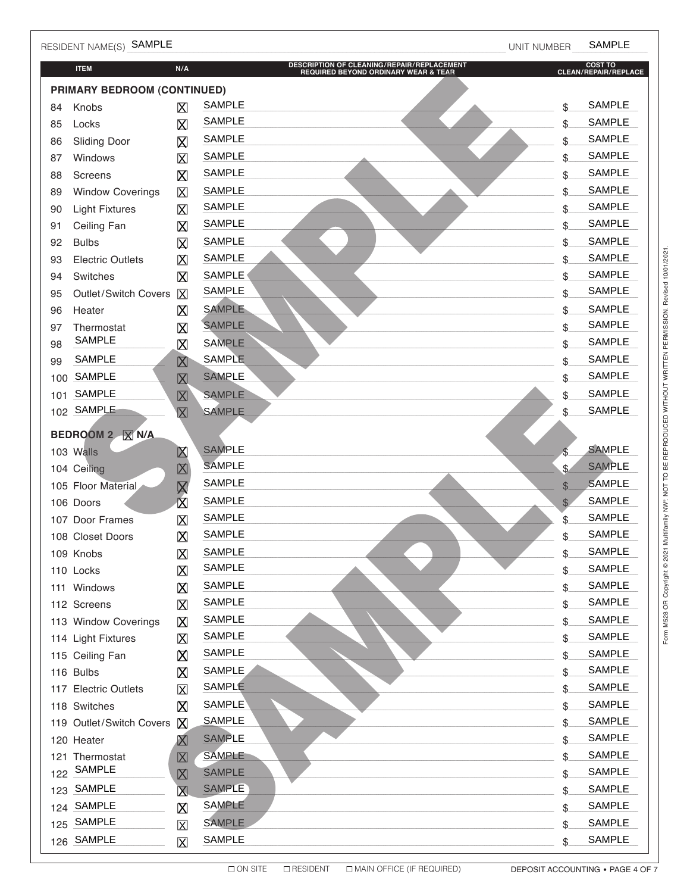RESIDENT NAME(S) SAMPLE UNIT NUMBER SAMPLE

| ITEM | N/A | DESCRIPTION OF CLEANING/REPAIR/REPLACEMENT REQUIRED BEYOND ORDINARY WEAR & TEAR | COST TO CLEAN/REPAIR/REPLACE |
|---|---|---|---|
| **PRIMARY BEDROOM (CONTINUED)** | | | |
| 84 Knobs | ☒ | SAMPLE | $ SAMPLE |
| 85 Locks | ☒ | SAMPLE | $ SAMPLE |
| 86 Sliding Door | ☒ | SAMPLE | $ SAMPLE |
| 87 Windows | ☒ | SAMPLE | $ SAMPLE |
| 88 Screens | ☒ | SAMPLE | $ SAMPLE |
| 89 Window Coverings | ☒ | SAMPLE | $ SAMPLE |
| 90 Light Fixtures | ☒ | SAMPLE | $ SAMPLE |
| 91 Ceiling Fan | ☒ | SAMPLE | $ SAMPLE |
| 92 Bulbs | ☒ | SAMPLE | $ SAMPLE |
| 93 Electric Outlets | ☒ | SAMPLE | $ SAMPLE |
| 94 Switches | ☒ | SAMPLE | $ SAMPLE |
| 95 Outlet/Switch Covers | ☒ | SAMPLE | $ SAMPLE |
| 96 Heater | ☒ | SAMPLE | $ SAMPLE |
| 97 Thermostat | ☒ | SAMPLE | $ SAMPLE |
| 98 SAMPLE | ☒ | SAMPLE | $ SAMPLE |
| 99 SAMPLE | ☒ | SAMPLE | $ SAMPLE |
| 100 SAMPLE | ☒ | SAMPLE | $ SAMPLE |
| 101 SAMPLE | ☒ | SAMPLE | $ SAMPLE |
| 102 SAMPLE | ☒ | SAMPLE | $ SAMPLE |
| **BEDROOM 2 ☒ N/A** | | | |
| 103 Walls | ☒ | SAMPLE | $ SAMPLE |
| 104 Ceiling | ☒ | SAMPLE | $ SAMPLE |
| 105 Floor Material | ☒ | SAMPLE | $ SAMPLE |
| 106 Doors | ☒ | SAMPLE | $ SAMPLE |
| 107 Door Frames | ☒ | SAMPLE | $ SAMPLE |
| 108 Closet Doors | ☒ | SAMPLE | $ SAMPLE |
| 109 Knobs | ☒ | SAMPLE | $ SAMPLE |
| 110 Locks | ☒ | SAMPLE | $ SAMPLE |
| 111 Windows | ☒ | SAMPLE | $ SAMPLE |
| 112 Screens | ☒ | SAMPLE | $ SAMPLE |
| 113 Window Coverings | ☒ | SAMPLE | $ SAMPLE |
| 114 Light Fixtures | ☒ | SAMPLE | $ SAMPLE |
| 115 Ceiling Fan | ☒ | SAMPLE | $ SAMPLE |
| 116 Bulbs | ☒ | SAMPLE | $ SAMPLE |
| 117 Electric Outlets | ☒ | SAMPLE | $ SAMPLE |
| 118 Switches | ☒ | SAMPLE | $ SAMPLE |
| 119 Outlet/Switch Covers | ☒ | SAMPLE | $ SAMPLE |
| 120 Heater | ☒ | SAMPLE | $ SAMPLE |
| 121 Thermostat | ☒ | SAMPLE | $ SAMPLE |
| 122 SAMPLE | ☒ | SAMPLE | $ SAMPLE |
| 123 SAMPLE | ☒ | SAMPLE | $ SAMPLE |
| 124 SAMPLE | ☒ | SAMPLE | $ SAMPLE |
| 125 SAMPLE | ☒ | SAMPLE | $ SAMPLE |
| 126 SAMPLE | ☒ | SAMPLE | $ SAMPLE |

☐ ON SITE ☐ RESIDENT ☐ MAIN OFFICE (IF REQUIRED) DEPOSIT ACCOUNTING

Form M528 OR Copyright © 2021 Multifamily NW®. NOT TO BE REPRODUCED WITHOUT WRITTEN PERMISSION. Revised 10/01/2021.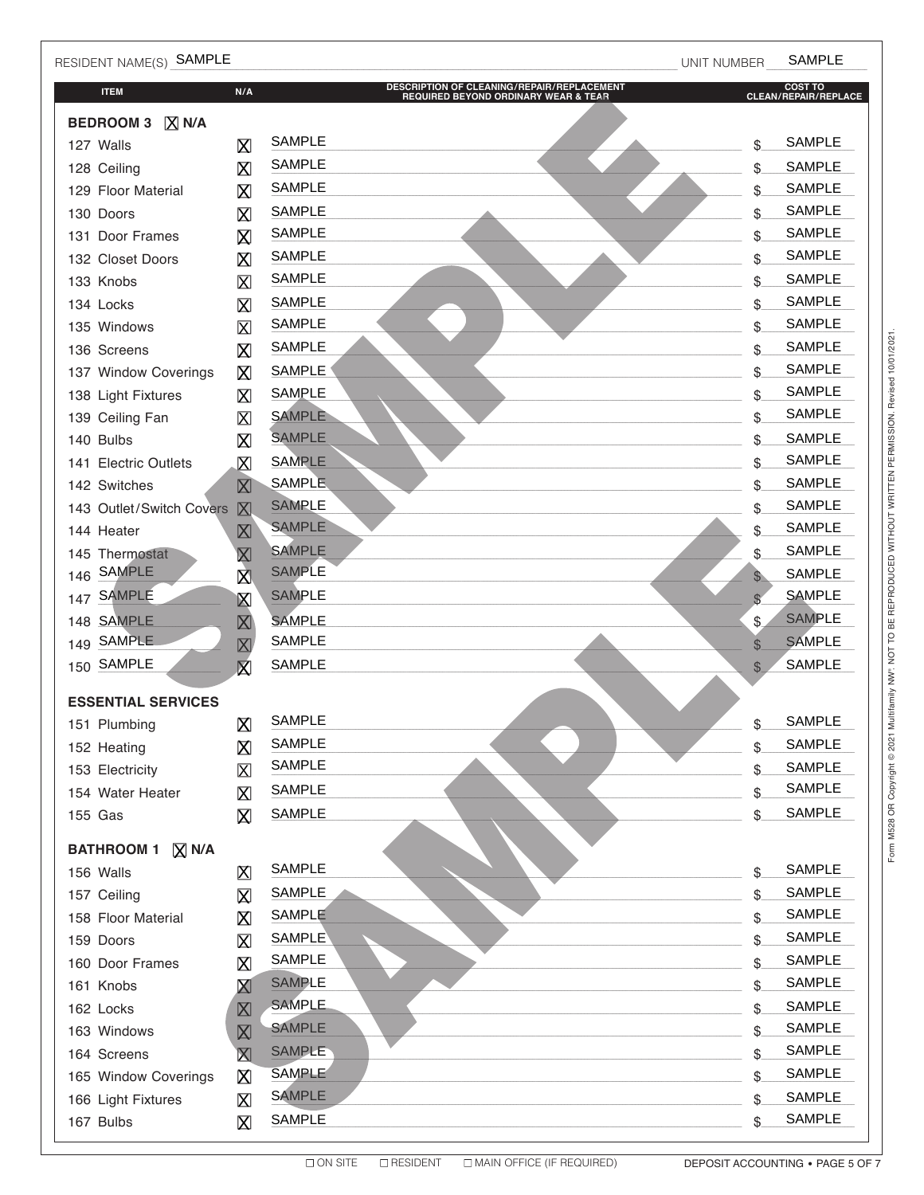RESIDENT NAME(S) SAMPLE UNIT NUMBER SAMPLE

| ITEM | N/A | DESCRIPTION OF CLEANING/REPAIR/REPLACEMENT REQUIRED BEYOND ORDINARY WEAR & TEAR | COST TO CLEAN/REPAIR/REPLACE |
|---|---|---|---|
| **BEDROOM 3** ☒ **N/A** | | | |
| 127 Walls | ☒ | SAMPLE | $ SAMPLE |
| 128 Ceiling | ☒ | SAMPLE | $ SAMPLE |
| 129 Floor Material | ☒ | SAMPLE | $ SAMPLE |
| 130 Doors | ☒ | SAMPLE | $ SAMPLE |
| 131 Door Frames | ☒ | SAMPLE | $ SAMPLE |
| 132 Closet Doors | ☒ | SAMPLE | $ SAMPLE |
| 133 Knobs | ☒ | SAMPLE | $ SAMPLE |
| 134 Locks | ☒ | SAMPLE | $ SAMPLE |
| 135 Windows | ☒ | SAMPLE | $ SAMPLE |
| 136 Screens | ☒ | SAMPLE | $ SAMPLE |
| 137 Window Coverings | ☒ | SAMPLE | $ SAMPLE |
| 138 Light Fixtures | ☒ | SAMPLE | $ SAMPLE |
| 139 Ceiling Fan | ☒ | SAMPLE | $ SAMPLE |
| 140 Bulbs | ☒ | SAMPLE | $ SAMPLE |
| 141 Electric Outlets | ☒ | SAMPLE | $ SAMPLE |
| 142 Switches | ☒ | SAMPLE | $ SAMPLE |
| 143 Outlet/Switch Covers | ☒ | SAMPLE | $ SAMPLE |
| 144 Heater | ☒ | SAMPLE | $ SAMPLE |
| 145 Thermostat | ☒ | SAMPLE | $ SAMPLE |
| 146 SAMPLE | ☒ | SAMPLE | $ SAMPLE |
| 147 SAMPLE | ☒ | SAMPLE | $ SAMPLE |
| 148 SAMPLE | ☒ | SAMPLE | $ SAMPLE |
| 149 SAMPLE | ☒ | SAMPLE | $ SAMPLE |
| 150 SAMPLE | ☒ | SAMPLE | $ SAMPLE |
| **ESSENTIAL SERVICES** | | | |
| 151 Plumbing | ☒ | SAMPLE | $ SAMPLE |
| 152 Heating | ☒ | SAMPLE | $ SAMPLE |
| 153 Electricity | ☒ | SAMPLE | $ SAMPLE |
| 154 Water Heater | ☒ | SAMPLE | $ SAMPLE |
| 155 Gas | ☒ | SAMPLE | $ SAMPLE |
| **BATHROOM 1** ☒ **N/A** | | | |
| 156 Walls | ☒ | SAMPLE | $ SAMPLE |
| 157 Ceiling | ☒ | SAMPLE | $ SAMPLE |
| 158 Floor Material | ☒ | SAMPLE | $ SAMPLE |
| 159 Doors | ☒ | SAMPLE | $ SAMPLE |
| 160 Door Frames | ☒ | SAMPLE | $ SAMPLE |
| 161 Knobs | ☒ | SAMPLE | $ SAMPLE |
| 162 Locks | ☒ | SAMPLE | $ SAMPLE |
| 163 Windows | ☒ | SAMPLE | $ SAMPLE |
| 164 Screens | ☒ | SAMPLE | $ SAMPLE |
| 165 Window Coverings | ☒ | SAMPLE | $ SAMPLE |
| 166 Light Fixtures | ☒ | SAMPLE | $ SAMPLE |
| 167 Bulbs | ☒ | SAMPLE | $ SAMPLE |

☐ ON SITE ☐ RESIDENT ☐ MAIN OFFICE (IF REQUIRED)

DEPOSIT ACCOUNTING

Form M528 OR Copyright © 2021 Multifamily NW®. NOT TO BE REPRODUCED WITHOUT WRITTEN PERMISSION. Revised 10/01/2021.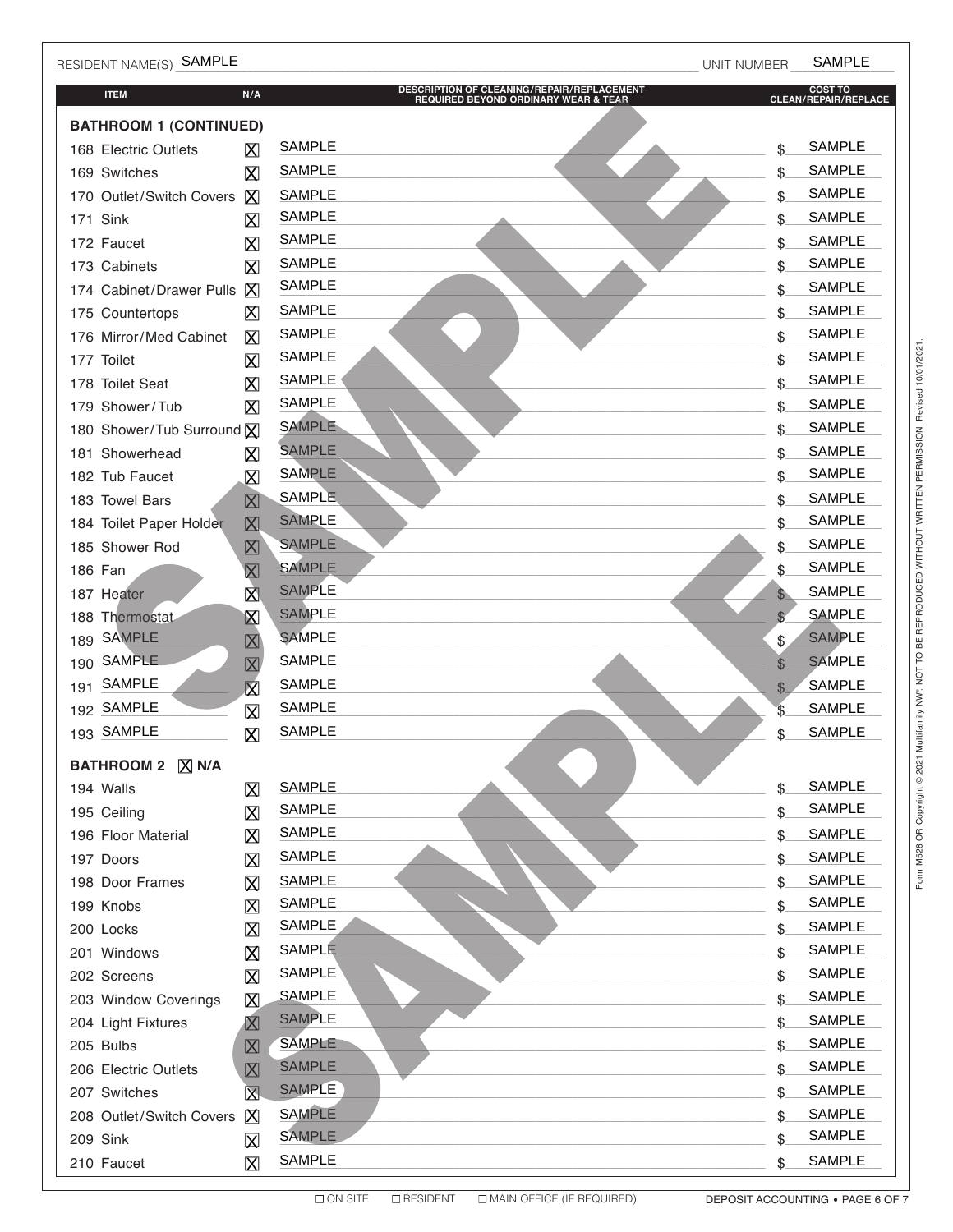RESIDENT NAME(S) SAMPLE UNIT NUMBER SAMPLE

| ITEM | N/A | DESCRIPTION OF CLEANING/REPAIR/REPLACEMENT REQUIRED BEYOND ORDINARY WEAR & TEAR | COST TO CLEAN/REPAIR/REPLACE |
|---|---|---|---|
| **BATHROOM 1 (CONTINUED)** | | | |
| 168 Electric Outlets | ☒ | SAMPLE | $ SAMPLE |
| 169 Switches | ☒ | SAMPLE | $ SAMPLE |
| 170 Outlet/Switch Covers | ☒ | SAMPLE | $ SAMPLE |
| 171 Sink | ☒ | SAMPLE | $ SAMPLE |
| 172 Faucet | ☒ | SAMPLE | $ SAMPLE |
| 173 Cabinets | ☒ | SAMPLE | $ SAMPLE |
| 174 Cabinet/Drawer Pulls | ☒ | SAMPLE | $ SAMPLE |
| 175 Countertops | ☒ | SAMPLE | $ SAMPLE |
| 176 Mirror/Med Cabinet | ☒ | SAMPLE | $ SAMPLE |
| 177 Toilet | ☒ | SAMPLE | $ SAMPLE |
| 178 Toilet Seat | ☒ | SAMPLE | $ SAMPLE |
| 179 Shower/Tub | ☒ | SAMPLE | $ SAMPLE |
| 180 Shower/Tub Surround | ☒ | SAMPLE | $ SAMPLE |
| 181 Showerhead | ☒ | SAMPLE | $ SAMPLE |
| 182 Tub Faucet | ☒ | SAMPLE | $ SAMPLE |
| 183 Towel Bars | ☒ | SAMPLE | $ SAMPLE |
| 184 Toilet Paper Holder | ☒ | SAMPLE | $ SAMPLE |
| 185 Shower Rod | ☒ | SAMPLE | $ SAMPLE |
| 186 Fan | ☒ | SAMPLE | $ SAMPLE |
| 187 Heater | ☒ | SAMPLE | $ SAMPLE |
| 188 Thermostat | ☒ | SAMPLE | $ SAMPLE |
| 189 SAMPLE | ☒ | SAMPLE | $ SAMPLE |
| 190 SAMPLE | ☒ | SAMPLE | $ SAMPLE |
| 191 SAMPLE | ☒ | SAMPLE | $ SAMPLE |
| 192 SAMPLE | ☒ | SAMPLE | $ SAMPLE |
| 193 SAMPLE | ☒ | SAMPLE | $ SAMPLE |
| **BATHROOM 2 ☒ N/A** | | | |
| 194 Walls | ☒ | SAMPLE | $ SAMPLE |
| 195 Ceiling | ☒ | SAMPLE | $ SAMPLE |
| 196 Floor Material | ☒ | SAMPLE | $ SAMPLE |
| 197 Doors | ☒ | SAMPLE | $ SAMPLE |
| 198 Door Frames | ☒ | SAMPLE | $ SAMPLE |
| 199 Knobs | ☒ | SAMPLE | $ SAMPLE |
| 200 Locks | ☒ | SAMPLE | $ SAMPLE |
| 201 Windows | ☒ | SAMPLE | $ SAMPLE |
| 202 Screens | ☒ | SAMPLE | $ SAMPLE |
| 203 Window Coverings | ☒ | SAMPLE | $ SAMPLE |
| 204 Light Fixtures | ☒ | SAMPLE | $ SAMPLE |
| 205 Bulbs | ☒ | SAMPLE | $ SAMPLE |
| 206 Electric Outlets | ☒ | SAMPLE | $ SAMPLE |
| 207 Switches | ☒ | SAMPLE | $ SAMPLE |
| 208 Outlet/Switch Covers | ☒ | SAMPLE | $ SAMPLE |
| 209 Sink | ☒ | SAMPLE | $ SAMPLE |
| 210 Faucet | ☒ | SAMPLE | $ SAMPLE |

☐ ON SITE ☐ RESIDENT ☐ MAIN OFFICE (IF REQUIRED)

DEPOSIT ACCOUNTING

Form M528 OR Copyright © 2021 Multifamily NW®. NOT TO BE REPRODUCED WITHOUT WRITTEN PERMISSION. Revised 10/01/2021.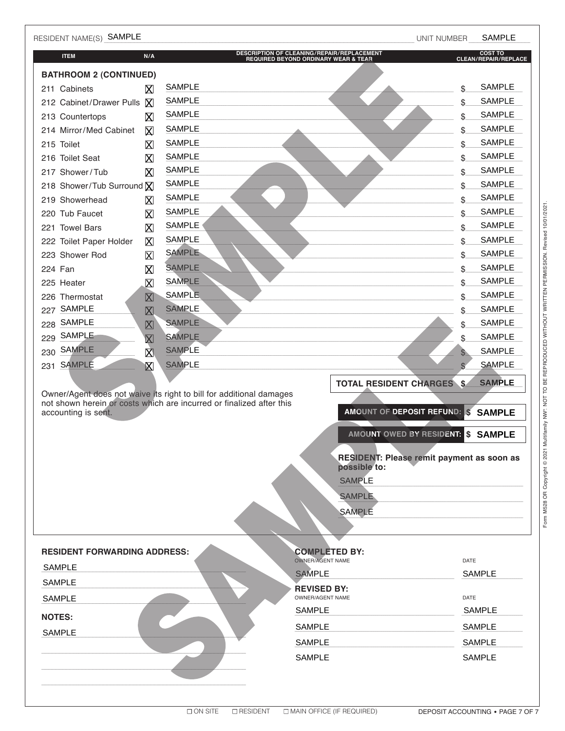RESIDENT NAME(S) SAMPLE UNIT NUMBER SAMPLE

| ITEM | N/A | DESCRIPTION OF CLEANING/REPAIR/REPLACEMENT REQUIRED BEYOND ORDINARY WEAR & TEAR | COST TO CLEAN/REPAIR/REPLACE |
|---|---|---|---|
| **BATHROOM 2 (CONTINUED)** | | | |
| 211 Cabinets | ☒ | SAMPLE | $ SAMPLE |
| 212 Cabinet/Drawer Pulls | ☒ | SAMPLE | $ SAMPLE |
| 213 Countertops | ☒ | SAMPLE | $ SAMPLE |
| 214 Mirror/Med Cabinet | ☒ | SAMPLE | $ SAMPLE |
| 215 Toilet | ☒ | SAMPLE | $ SAMPLE |
| 216 Toilet Seat | ☒ | SAMPLE | $ SAMPLE |
| 217 Shower/Tub | ☒ | SAMPLE | $ SAMPLE |
| 218 Shower/Tub Surround | ☒ | SAMPLE | $ SAMPLE |
| 219 Showerhead | ☒ | SAMPLE | $ SAMPLE |
| 220 Tub Faucet | ☒ | SAMPLE | $ SAMPLE |
| 221 Towel Bars | ☒ | SAMPLE | $ SAMPLE |
| 222 Toilet Paper Holder | ☒ | SAMPLE | $ SAMPLE |
| 223 Shower Rod | ☒ | SAMPLE | $ SAMPLE |
| 224 Fan | ☒ | SAMPLE | $ SAMPLE |
| 225 Heater | ☒ | SAMPLE | $ SAMPLE |
| 226 Thermostat | ☒ | SAMPLE | $ SAMPLE |
| 227 SAMPLE | ☒ | SAMPLE | $ SAMPLE |
| 228 SAMPLE | ☒ | SAMPLE | $ SAMPLE |
| 229 SAMPLE | ☒ | SAMPLE | $ SAMPLE |
| 230 SAMPLE | ☒ | SAMPLE | $ SAMPLE |
| 231 SAMPLE | ☒ | SAMPLE | $ SAMPLE |

**TOTAL RESIDENT CHARGES** $ SAMPLE

Owner/Agent does not waive its right to bill for additional damages not shown herein or costs which are incurred or finalized after this accounting is sent.

**AMOUNT OF DEPOSIT REFUND:** $ **SAMPLE**

**AMOUNT OWED BY RESIDENT:** $ **SAMPLE**

**RESIDENT: Please remit payment as soon as possible to:**

SAMPLE

SAMPLE

SAMPLE

**RESIDENT FORWARDING ADDRESS:**

SAMPLE

SAMPLE

SAMPLE

**NOTES:**

SAMPLE

**COMPLETED BY:**

| OWNER/AGENT NAME | DATE |
|---|---|
| SAMPLE | SAMPLE |

**REVISED BY:**

| OWNER/AGENT NAME | DATE |
|---|---|
| SAMPLE | SAMPLE |
| SAMPLE | SAMPLE |
| SAMPLE | SAMPLE |
| SAMPLE | SAMPLE |

☐ ON SITE ☐ RESIDENT ☐ MAIN OFFICE (IF REQUIRED)

DEPOSIT ACCOUNTING

Form M528 OR Copyright © 2021 Multifamily NW®. NOT TO BE REPRODUCED WITHOUT WRITTEN PERMISSION. Revised 10/01/2021.